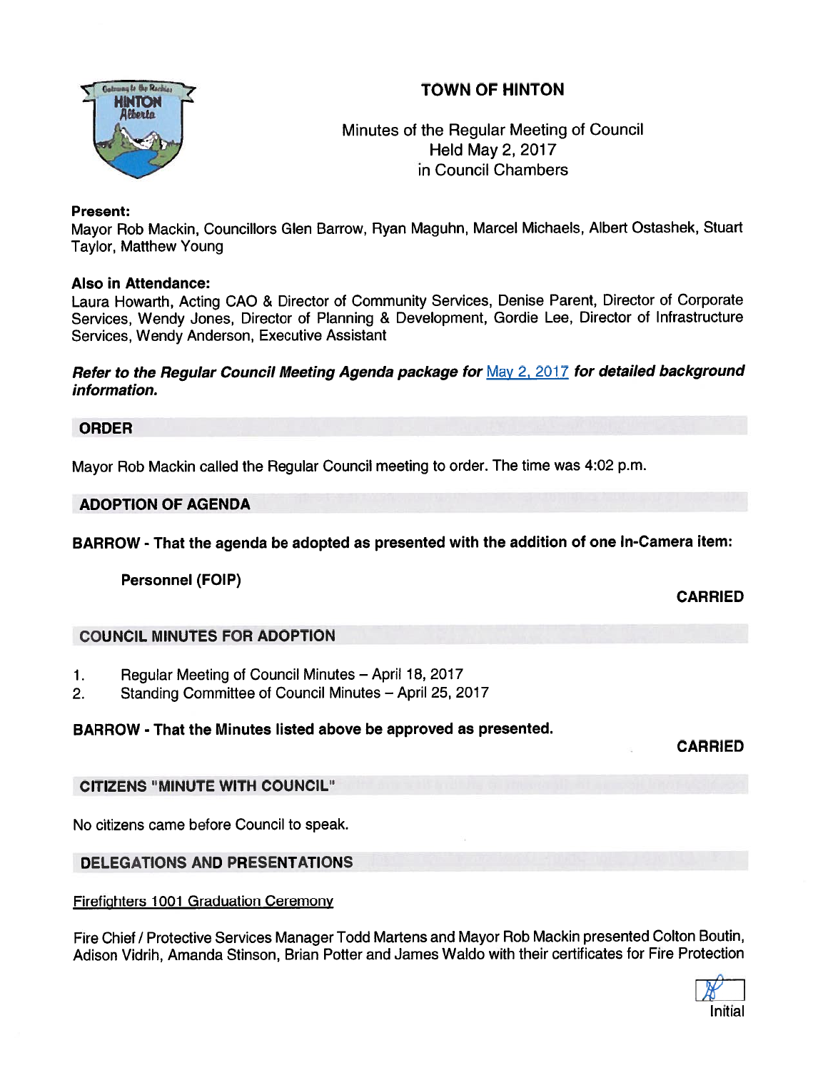# TOWN OF HINTON

Minutes of the Regular Meeting of Council
Held May 2, 2017
in Council Chambers

**Present:**
Mayor Rob Mackin, Councillors Glen Barrow, Ryan Maguhn, Marcel Michaels, Albert Ostashek, Stuart Taylor, Matthew Young

**Also in Attendance:**
Laura Howarth, Acting CAO & Director of Community Services, Denise Parent, Director of Corporate Services, Wendy Jones, Director of Planning & Development, Gordie Lee, Director of Infrastructure Services, Wendy Anderson, Executive Assistant

***Refer to the Regular Council Meeting Agenda package for*** May 2, 2017 ***for detailed background information.***

## ORDER

Mayor Rob Mackin called the Regular Council meeting to order. The time was 4:02 p.m.

## ADOPTION OF AGENDA

**BARROW - That the agenda be adopted as presented with the addition of one In-Camera item:**

**Personnel (FOIP)**

**CARRIED**

## COUNCIL MINUTES FOR ADOPTION

1. Regular Meeting of Council Minutes – April 18, 2017
2. Standing Committee of Council Minutes – April 25, 2017

**BARROW - That the Minutes listed above be approved as presented.**

**CARRIED**

## CITIZENS "MINUTE WITH COUNCIL"

No citizens came before Council to speak.

## DELEGATIONS AND PRESENTATIONS

Firefighters 1001 Graduation Ceremony

Fire Chief / Protective Services Manager Todd Martens and Mayor Rob Mackin presented Colton Boutin, Adison Vidrih, Amanda Stinson, Brian Potter and James Waldo with their certificates for Fire Protection

Initial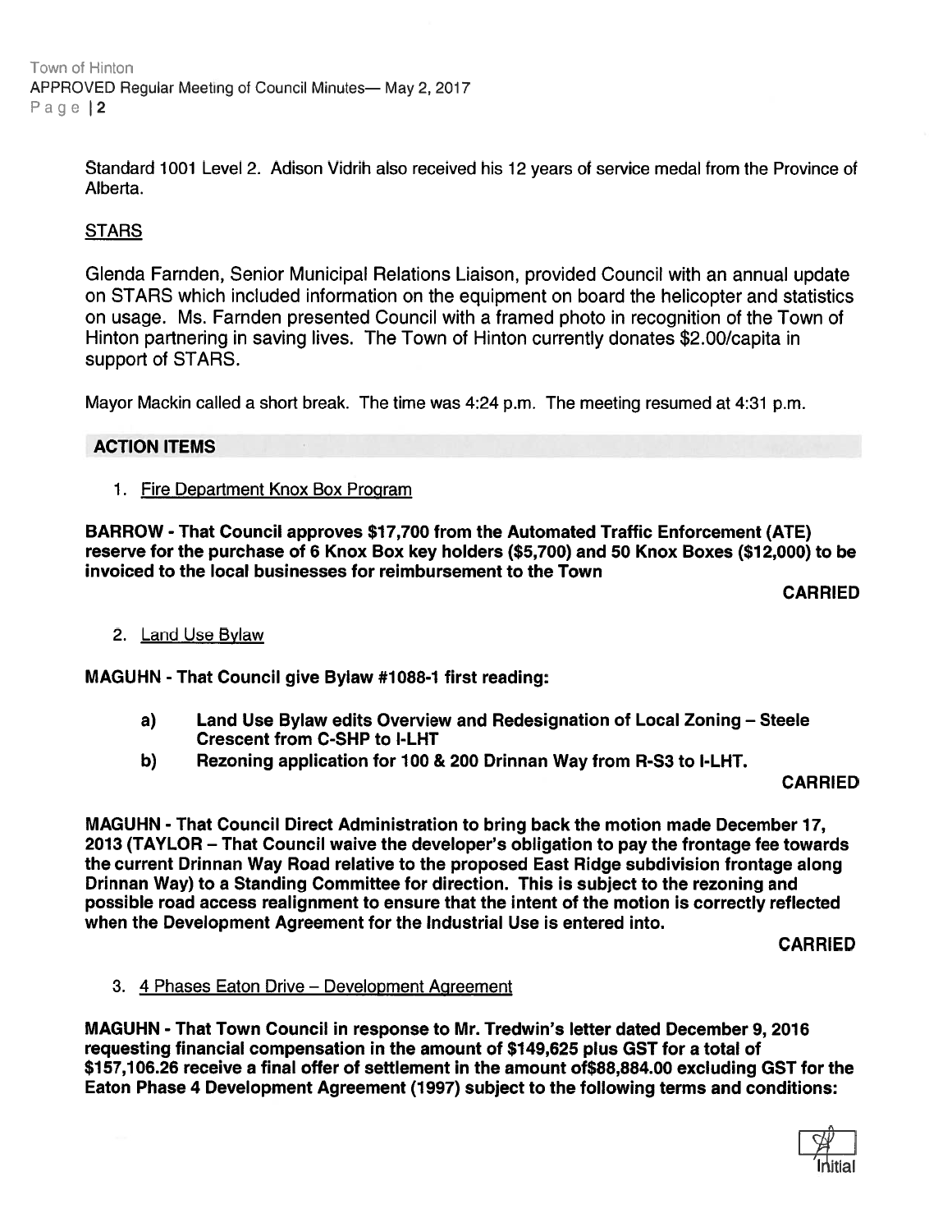Standard 1001 Level 2. Adison Vidrih also received his 12 years of service medal from the Province of Alberta.

STARS

Glenda Farnden, Senior Municipal Relations Liaison, provided Council with an annual update on STARS which included information on the equipment on board the helicopter and statistics on usage. Ms. Farnden presented Council with a framed photo in recognition of the Town of Hinton partnering in saving lives. The Town of Hinton currently donates $2.00/capita in support of STARS.

Mayor Mackin called a short break. The time was 4:24 p.m. The meeting resumed at 4:31 p.m.

## ACTION ITEMS

1. Fire Department Knox Box Program

**BARROW - That Council approves $17,700 from the Automated Traffic Enforcement (ATE) reserve for the purchase of 6 Knox Box key holders ($5,700) and 50 Knox Boxes ($12,000) to be invoiced to the local businesses for reimbursement to the Town**

**CARRIED**

2. Land Use Bylaw

**MAGUHN - That Council give Bylaw #1088-1 first reading:**

- **a) Land Use Bylaw edits Overview and Redesignation of Local Zoning – Steele Crescent from C-SHP to I-LHT**
- **b) Rezoning application for 100 & 200 Drinnan Way from R-S3 to I-LHT.**

**CARRIED**

**MAGUHN - That Council Direct Administration to bring back the motion made December 17, 2013 (TAYLOR – That Council waive the developer's obligation to pay the frontage fee towards the current Drinnan Way Road relative to the proposed East Ridge subdivision frontage along Drinnan Way) to a Standing Committee for direction. This is subject to the rezoning and possible road access realignment to ensure that the intent of the motion is correctly reflected when the Development Agreement for the Industrial Use is entered into.**

**CARRIED**

3. 4 Phases Eaton Drive – Development Agreement

**MAGUHN - That Town Council in response to Mr. Tredwin's letter dated December 9, 2016 requesting financial compensation in the amount of $149,625 plus GST for a total of $157,106.26 receive a final offer of settlement in the amount of$88,884.00 excluding GST for the Eaton Phase 4 Development Agreement (1997) subject to the following terms and conditions:**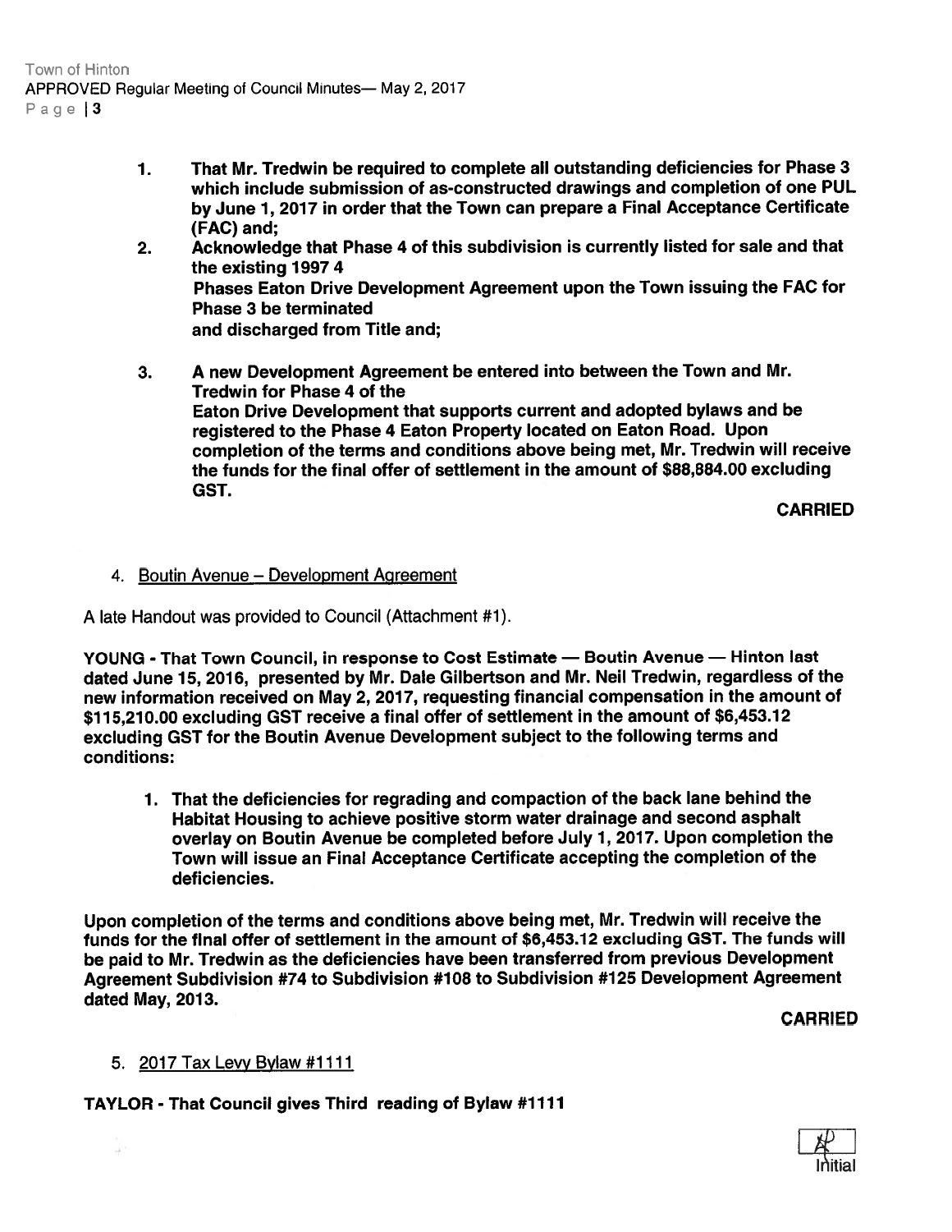1. **That Mr. Tredwin be required to complete all outstanding deficiencies for Phase 3 which include submission of as-constructed drawings and completion of one PUL by June 1, 2017 in order that the Town can prepare a Final Acceptance Certificate (FAC) and;**
2. **Acknowledge that Phase 4 of this subdivision is currently listed for sale and that the existing 1997 4 Phases Eaton Drive Development Agreement upon the Town issuing the FAC for Phase 3 be terminated and discharged from Title and;**
3. **A new Development Agreement be entered into between the Town and Mr. Tredwin for Phase 4 of the Eaton Drive Development that supports current and adopted bylaws and be registered to the Phase 4 Eaton Property located on Eaton Road. Upon completion of the terms and conditions above being met, Mr. Tredwin will receive the funds for the final offer of settlement in the amount of $88,884.00 excluding GST.**

**CARRIED**

4. Boutin Avenue – Development Agreement

A late Handout was provided to Council (Attachment #1).

**YOUNG - That Town Council, in response to Cost Estimate — Boutin Avenue — Hinton last dated June 15, 2016, presented by Mr. Dale Gilbertson and Mr. Neil Tredwin, regardless of the new information received on May 2, 2017, requesting financial compensation in the amount of $115,210.00 excluding GST receive a final offer of settlement in the amount of $6,453.12 excluding GST for the Boutin Avenue Development subject to the following terms and conditions:**

1. **That the deficiencies for regrading and compaction of the back lane behind the Habitat Housing to achieve positive storm water drainage and second asphalt overlay on Boutin Avenue be completed before July 1, 2017. Upon completion the Town will issue an Final Acceptance Certificate accepting the completion of the deficiencies.**

**Upon completion of the terms and conditions above being met, Mr. Tredwin will receive the funds for the final offer of settlement in the amount of $6,453.12 excluding GST. The funds will be paid to Mr. Tredwin as the deficiencies have been transferred from previous Development Agreement Subdivision #74 to Subdivision #108 to Subdivision #125 Development Agreement dated May, 2013.**

**CARRIED**

5. 2017 Tax Levy Bylaw #1111

**TAYLOR - That Council gives Third reading of Bylaw #1111**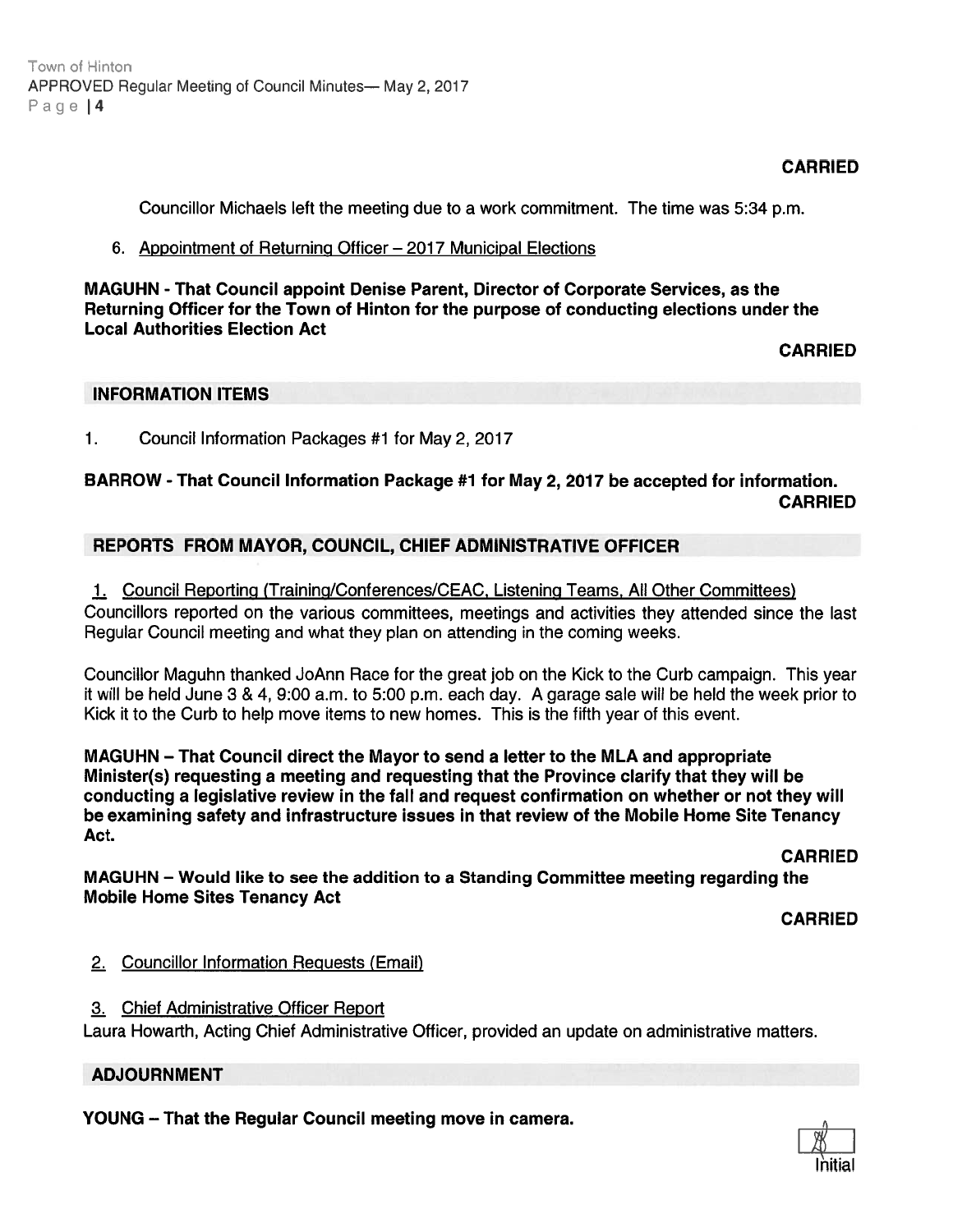**CARRIED**

Councillor Michaels left the meeting due to a work commitment. The time was 5:34 p.m.

6. Appointment of Returning Officer – 2017 Municipal Elections

**MAGUHN - That Council appoint Denise Parent, Director of Corporate Services, as the Returning Officer for the Town of Hinton for the purpose of conducting elections under the Local Authorities Election Act**

**CARRIED**

## INFORMATION ITEMS

1. Council Information Packages #1 for May 2, 2017

**BARROW - That Council Information Package #1 for May 2, 2017 be accepted for information.**

**CARRIED**

## REPORTS FROM MAYOR, COUNCIL, CHIEF ADMINISTRATIVE OFFICER

1. Council Reporting (Training/Conferences/CEAC, Listening Teams, All Other Committees)

Councillors reported on the various committees, meetings and activities they attended since the last Regular Council meeting and what they plan on attending in the coming weeks.

Councillor Maguhn thanked JoAnn Race for the great job on the Kick to the Curb campaign. This year it will be held June 3 & 4, 9:00 a.m. to 5:00 p.m. each day. A garage sale will be held the week prior to Kick it to the Curb to help move items to new homes. This is the fifth year of this event.

**MAGUHN – That Council direct the Mayor to send a letter to the MLA and appropriate Minister(s) requesting a meeting and requesting that the Province clarify that they will be conducting a legislative review in the fall and request confirmation on whether or not they will be examining safety and infrastructure issues in that review of the Mobile Home Site Tenancy Act.**

**CARRIED**

**MAGUHN – Would like to see the addition to a Standing Committee meeting regarding the Mobile Home Sites Tenancy Act**

**CARRIED**

2. Councillor Information Requests (Email)

3. Chief Administrative Officer Report

Laura Howarth, Acting Chief Administrative Officer, provided an update on administrative matters.

## ADJOURNMENT

**YOUNG – That the Regular Council meeting move in camera.**

Initial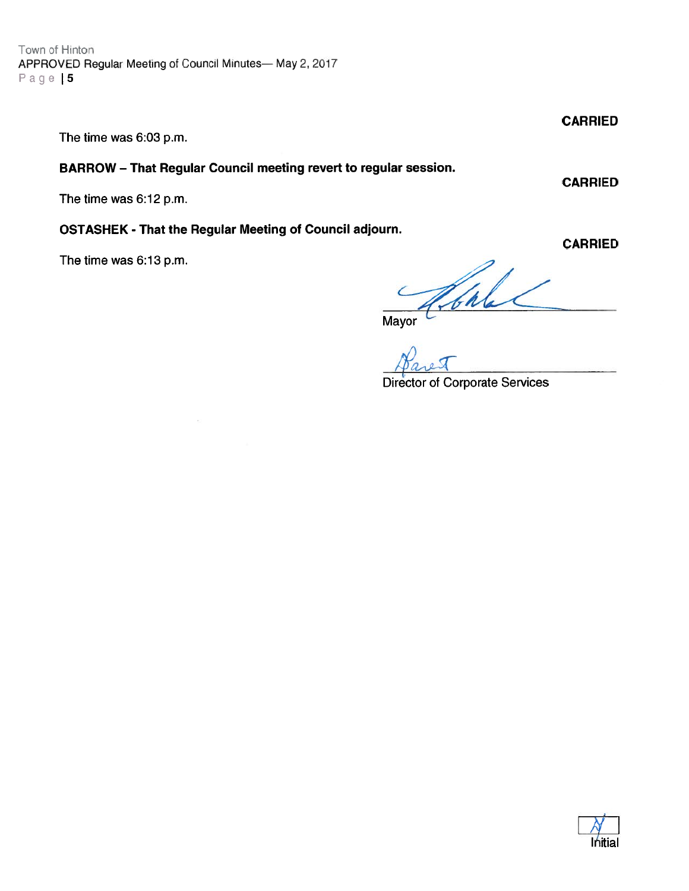CARRIED

The time was 6:03 p.m.

**BARROW – That Regular Council meeting revert to regular session.**

CARRIED

The time was 6:12 p.m.

**OSTASHEK - That the Regular Meeting of Council adjourn.**

CARRIED

The time was 6:13 p.m.

Mayor

Director of Corporate Services

Initial